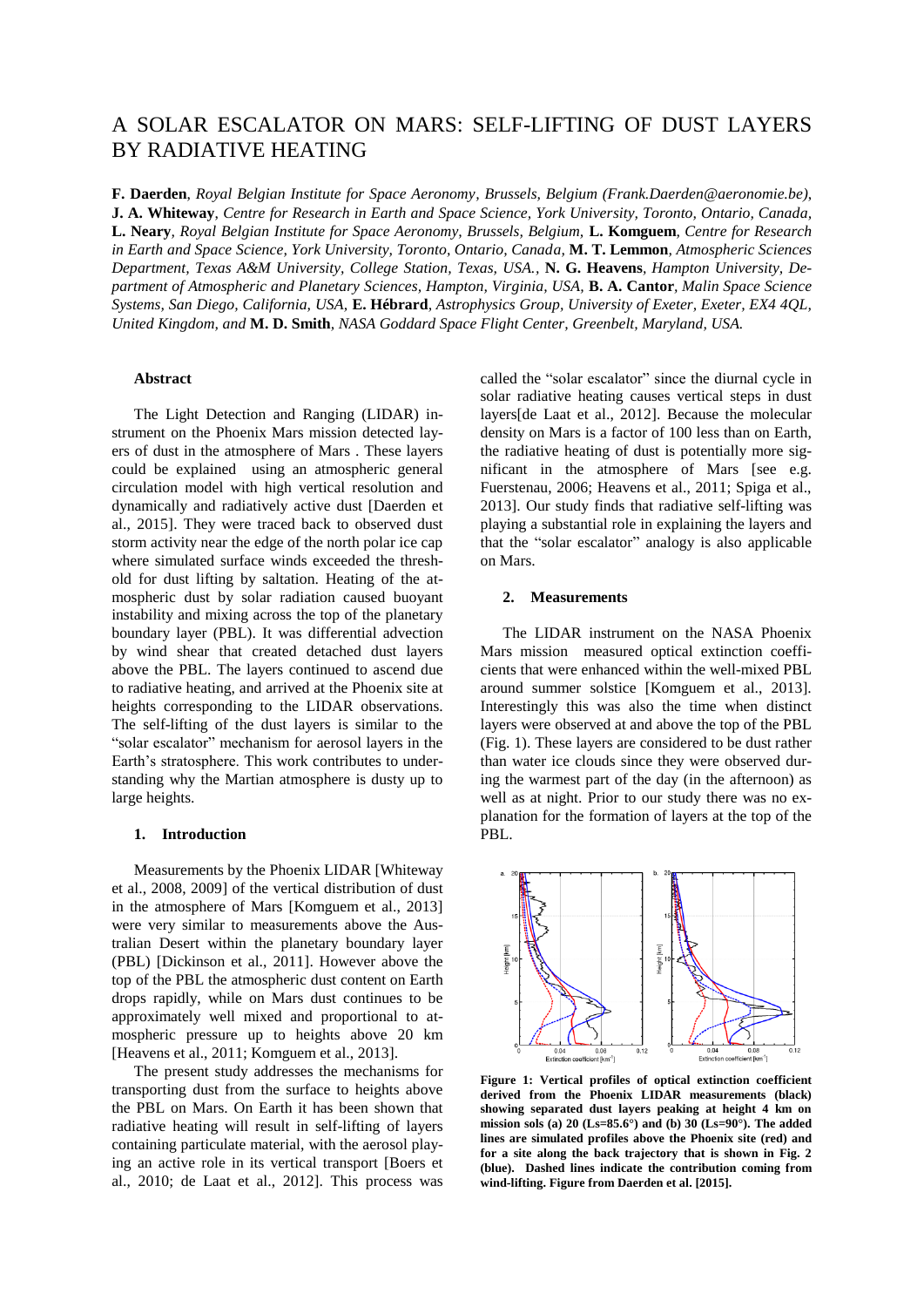# A SOLAR ESCALATOR ON MARS: SELF-LIFTING OF DUST LAYERS BY RADIATIVE HEATING

**F. Daerden**, *Royal Belgian Institute for Space Aeronomy, Brussels, Belgium (Frank.Daerden@aeronomie.be)*, **J. A. Whiteway**, *Centre for Research in Earth and Space Science, York University, Toronto, Ontario, Canada,* **L. Neary**, *Royal Belgian Institute for Space Aeronomy, Brussels, Belgium,* **L. Komguem**, *Centre for Research in Earth and Space Science, York University, Toronto, Ontario, Canada,* **M. T. Lemmon**, *Atmospheric Sciences Department, Texas A&M University, College Station, Texas, USA.,* **N. G. Heavens**, *Hampton University, Department of Atmospheric and Planetary Sciences, Hampton, Virginia, USA,* **B. A. Cantor**, *Malin Space Science Systems, San Diego, California, USA,* **E. Hébrard**, *Astrophysics Group, University of Exeter, Exeter, EX4 4QL, United Kingdom, and* **M. D. Smith**, *NASA Goddard Space Flight Center, Greenbelt, Maryland, USA.*

### Abstract

The Light Detection and Ranging (LIDAR) instrument on the Phoenix Mars mission detected layers of dust in the atmosphere of Mars . These layers could be explained using an atmospheric general circulation model with high vertical resolution and dynamically and radiatively active dust [Daerden et al., 2015]. They were traced back to observed dust storm activity near the edge of the north polar ice cap where simulated surface winds exceeded the threshold for dust lifting by saltation. Heating of the atmospheric dust by solar radiation caused buoyant instability and mixing across the top of the planetary boundary layer (PBL). It was differential advection by wind shear that created detached dust layers above the PBL. The layers continued to ascend due to radiative heating, and arrived at the Phoenix site at heights corresponding to the LIDAR observations. The self-lifting of the dust layers is similar to the "solar escalator" mechanism for aerosol layers in the Earth's stratosphere. This work contributes to understanding why the Martian atmosphere is dusty up to large heights.

### 1. Introduction

Measurements by the Phoenix LIDAR [Whiteway et al., 2008, 2009] of the vertical distribution of dust in the atmosphere of Mars [Komguem et al., 2013] were very similar to measurements above the Australian Desert within the planetary boundary layer (PBL) [Dickinson et al., 2011]. However above the top of the PBL the atmospheric dust content on Earth drops rapidly, while on Mars dust continues to be approximately well mixed and proportional to atmospheric pressure up to heights above 20 km [Heavens et al., 2011; Komguem et al., 2013].

The present study addresses the mechanisms for transporting dust from the surface to heights above the PBL on Mars. On Earth it has been shown that radiative heating will result in self-lifting of layers containing particulate material, with the aerosol playing an active role in its vertical transport [Boers et al., 2010; de Laat et al., 2012]. This process was called the "solar escalator" since the diurnal cycle in solar radiative heating causes vertical steps in dust layers[de Laat et al., 2012]. Because the molecular density on Mars is a factor of 100 less than on Earth, the radiative heating of dust is potentially more significant in the atmosphere of Mars [see e.g. Fuerstenau, 2006; Heavens et al., 2011; Spiga et al., 2013]. Our study finds that radiative self-lifting was playing a substantial role in explaining the layers and that the "solar escalator" analogy is also applicable on Mars.

### 2. Measurements

The LIDAR instrument on the NASA Phoenix Mars mission measured optical extinction coefficients that were enhanced within the well-mixed PBL around summer solstice [Komguem et al., 2013]. Interestingly this was also the time when distinct layers were observed at and above the top of the PBL (Fig. 1). These layers are considered to be dust rather than water ice clouds since they were observed during the warmest part of the day (in the afternoon) as well as at night. Prior to our study there was no explanation for the formation of layers at the top of the PBL.

**Figure 1: Vertical profiles of optical extinction coefficient derived from the Phoenix LIDAR measurements (black) showing separated dust layers peaking at height 4 km on mission sols (a) 20 (Ls=85.6°) and (b) 30 (Ls=90°). The added lines are simulated profiles above the Phoenix site (red) and for a site along the back trajectory that is shown in Fig. 2 (blue). Dashed lines indicate the contribution coming from wind-lifting. Figure from Daerden et al. [2015].**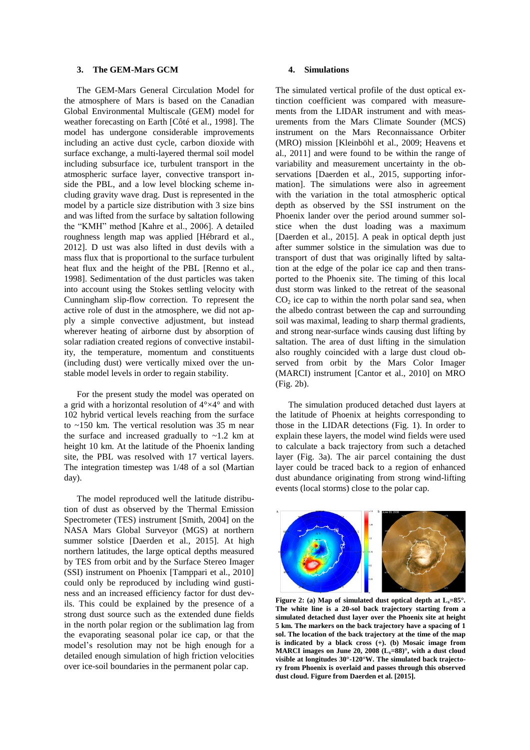### 3. The GEM-Mars GCM

The GEM-Mars General Circulation Model for the atmosphere of Mars is based on the Canadian Global Environmental Multiscale (GEM) model for weather forecasting on Earth [Côté et al., 1998]. The model has undergone considerable improvements including an active dust cycle, carbon dioxide with surface exchange, a multi-layered thermal soil model including subsurface ice, turbulent transport in the atmospheric surface layer, convective transport inside the PBL, and a low level blocking scheme including gravity wave drag. Dust is represented in the model by a particle size distribution with 3 size bins and was lifted from the surface by saltation following the "KMH" method [Kahre et al., 2006]. A detailed roughness length map was applied [Hébrard et al., 2012]. D ust was also lifted in dust devils with a mass flux that is proportional to the surface turbulent heat flux and the height of the PBL [Renno et al., 1998]. Sedimentation of the dust particles was taken into account using the Stokes settling velocity with Cunningham slip-flow correction. To represent the active role of dust in the atmosphere, we did not apply a simple convective adjustment, but instead wherever heating of airborne dust by absorption of solar radiation created regions of convective instability, the temperature, momentum and constituents (including dust) were vertically mixed over the unstable model levels in order to regain stability.

For the present study the model was operated on a grid with a horizontal resolution of 4°×4° and with 102 hybrid vertical levels reaching from the surface to ~150 km. The vertical resolution was 35 m near the surface and increased gradually to ~1.2 km at height 10 km. At the latitude of the Phoenix landing site, the PBL was resolved with 17 vertical layers. The integration timestep was 1/48 of a sol (Martian day).

The model reproduced well the latitude distribution of dust as observed by the Thermal Emission Spectrometer (TES) instrument [Smith, 2004] on the NASA Mars Global Surveyor (MGS) at northern summer solstice [Daerden et al., 2015]. At high northern latitudes, the large optical depths measured by TES from orbit and by the Surface Stereo Imager (SSI) instrument on Phoenix [Tamppari et al., 2010] could only be reproduced by including wind gustiness and an increased efficiency factor for dust devils. This could be explained by the presence of a strong dust source such as the extended dune fields in the north polar region or the sublimation lag from the evaporating seasonal polar ice cap, or that the model's resolution may not be high enough for a detailed enough simulation of high friction velocities over ice-soil boundaries in the permanent polar cap.

### 4. Simulations

The simulated vertical profile of the dust optical extinction coefficient was compared with measurements from the LIDAR instrument and with measurements from the Mars Climate Sounder (MCS) instrument on the Mars Reconnaissance Orbiter (MRO) mission [Kleinböhl et al., 2009; Heavens et al., 2011] and were found to be within the range of variability and measurement uncertainty in the observations [Daerden et al., 2015, supporting information]. The simulations were also in agreement with the variation in the total atmospheric optical depth as observed by the SSI instrument on the Phoenix lander over the period around summer solstice when the dust loading was a maximum [Daerden et al., 2015]. A peak in optical depth just after summer solstice in the simulation was due to transport of dust that was originally lifted by saltation at the edge of the polar ice cap and then transported to the Phoenix site. The timing of this local dust storm was linked to the retreat of the seasonal $CO_2$ ice cap to within the north polar sand sea, when the albedo contrast between the cap and surrounding soil was maximal, leading to sharp thermal gradients, and strong near-surface winds causing dust lifting by saltation. The area of dust lifting in the simulation also roughly coincided with a large dust cloud observed from orbit by the Mars Color Imager (MARCI) instrument [Cantor et al., 2010] on MRO (Fig. 2b).

The simulation produced detached dust layers at the latitude of Phoenix at heights corresponding to those in the LIDAR detections (Fig. 1). In order to explain these layers, the model wind fields were used to calculate a back trajectory from such a detached layer (Fig. 3a). The air parcel containing the dust layer could be traced back to a region of enhanced dust abundance originating from strong wind-lifting events (local storms) close to the polar cap.

**Figure 2: (a) Map of simulated dust optical depth at $L_s$=85°. The white line is a 20-sol back trajectory starting from a simulated detached dust layer over the Phoenix site at height 5 km. The markers on the back trajectory have a spacing of 1 sol. The location of the back trajectory at the time of the map is indicated by a black cross (+). (b) Mosaic image from MARCI images on June 20, 2008 ($L_s$=88)°, with a dust cloud visible at longitudes 30°-120°W. The simulated back trajectory from Phoenix is overlaid and passes through this observed dust cloud. Figure from Daerden et al. [2015].**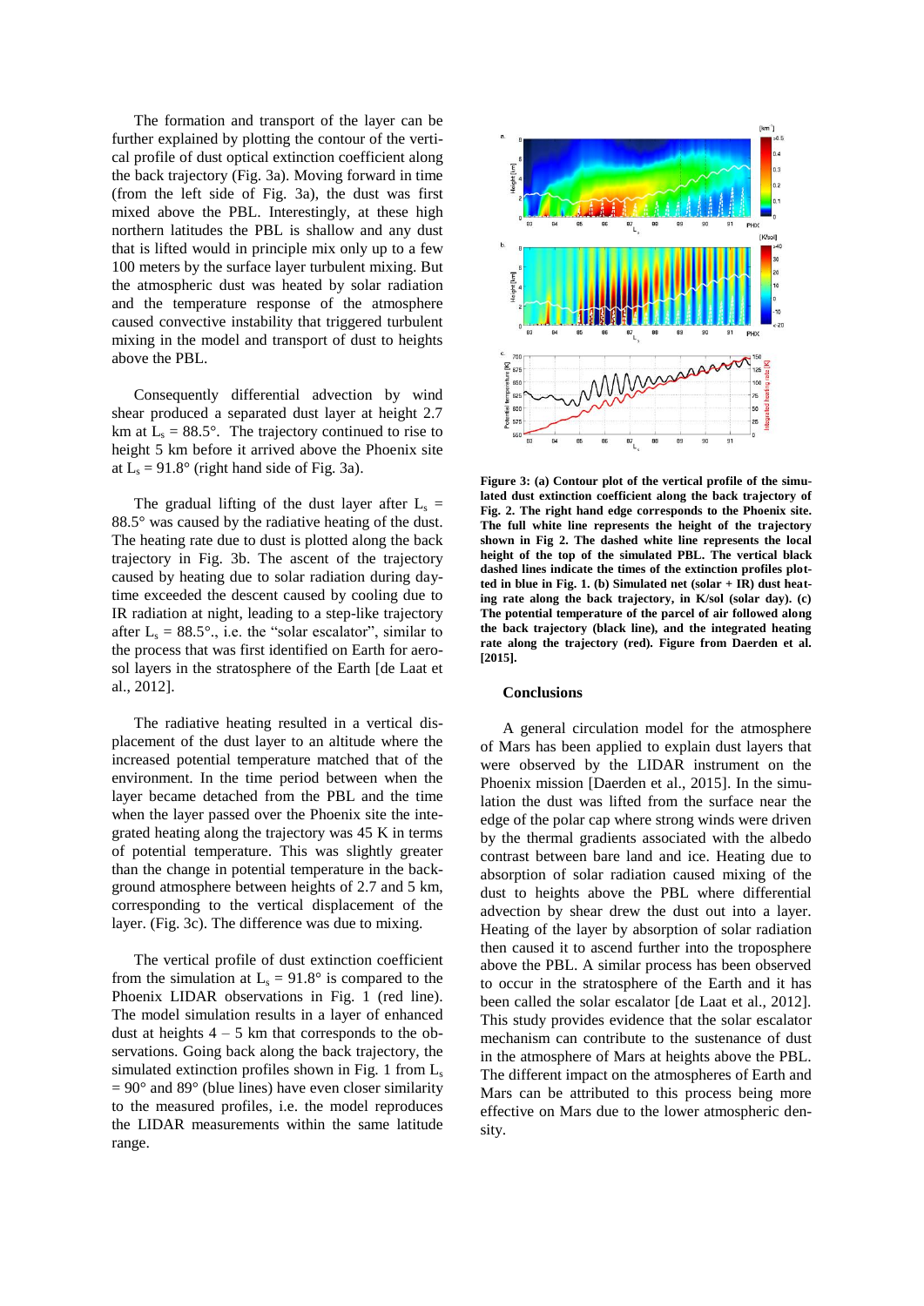The formation and transport of the layer can be further explained by plotting the contour of the vertical profile of dust optical extinction coefficient along the back trajectory (Fig. 3a). Moving forward in time (from the left side of Fig. 3a), the dust was first mixed above the PBL. Interestingly, at these high northern latitudes the PBL is shallow and any dust that is lifted would in principle mix only up to a few 100 meters by the surface layer turbulent mixing. But the atmospheric dust was heated by solar radiation and the temperature response of the atmosphere caused convective instability that triggered turbulent mixing in the model and transport of dust to heights above the PBL.

Consequently differential advection by wind shear produced a separated dust layer at height 2.7 km at $L_s$ = 88.5°. The trajectory continued to rise to height 5 km before it arrived above the Phoenix site at $L_s$ = 91.8° (right hand side of Fig. 3a).

The gradual lifting of the dust layer after $L_s$ = 88.5° was caused by the radiative heating of the dust. The heating rate due to dust is plotted along the back trajectory in Fig. 3b. The ascent of the trajectory caused by heating due to solar radiation during daytime exceeded the descent caused by cooling due to IR radiation at night, leading to a step-like trajectory after $L_s$ = 88.5°., i.e. the "solar escalator", similar to the process that was first identified on Earth for aerosol layers in the stratosphere of the Earth [de Laat et al., 2012].

The radiative heating resulted in a vertical displacement of the dust layer to an altitude where the increased potential temperature matched that of the environment. In the time period between when the layer became detached from the PBL and the time when the layer passed over the Phoenix site the integrated heating along the trajectory was 45 K in terms of potential temperature. This was slightly greater than the change in potential temperature in the background atmosphere between heights of 2.7 and 5 km, corresponding to the vertical displacement of the layer. (Fig. 3c). The difference was due to mixing.

The vertical profile of dust extinction coefficient from the simulation at $L_s$ = 91.8° is compared to the Phoenix LIDAR observations in Fig. 1 (red line). The model simulation results in a layer of enhanced dust at heights 4 – 5 km that corresponds to the observations. Going back along the back trajectory, the simulated extinction profiles shown in Fig. 1 from $L_s$ = 90° and 89° (blue lines) have even closer similarity to the measured profiles, i.e. the model reproduces the LIDAR measurements within the same latitude range.

**Figure 3: (a) Contour plot of the vertical profile of the simulated dust extinction coefficient along the back trajectory of Fig. 2. The right hand edge corresponds to the Phoenix site. The full white line represents the height of the trajectory shown in Fig 2. The dashed white line represents the local height of the top of the simulated PBL. The vertical black dashed lines indicate the times of the extinction profiles plotted in blue in Fig. 1. (b) Simulated net (solar + IR) dust heating rate along the back trajectory, in K/sol (solar day). (c) The potential temperature of the parcel of air followed along the back trajectory (black line), and the integrated heating rate along the trajectory (red). Figure from Daerden et al. [2015].**

## Conclusions

A general circulation model for the atmosphere of Mars has been applied to explain dust layers that were observed by the LIDAR instrument on the Phoenix mission [Daerden et al., 2015]. In the simulation the dust was lifted from the surface near the edge of the polar cap where strong winds were driven by the thermal gradients associated with the albedo contrast between bare land and ice. Heating due to absorption of solar radiation caused mixing of the dust to heights above the PBL where differential advection by shear drew the dust out into a layer. Heating of the layer by absorption of solar radiation then caused it to ascend further into the troposphere above the PBL. A similar process has been observed to occur in the stratosphere of the Earth and has been called the solar escalator [de Laat et al., 2012]. This study provides evidence that the solar escalator mechanism can contribute to the sustenance of dust in the atmosphere of Mars at heights above the PBL. The different impact on the atmospheres of Earth and Mars can be attributed to this process being more effective on Mars due to the lower atmospheric density.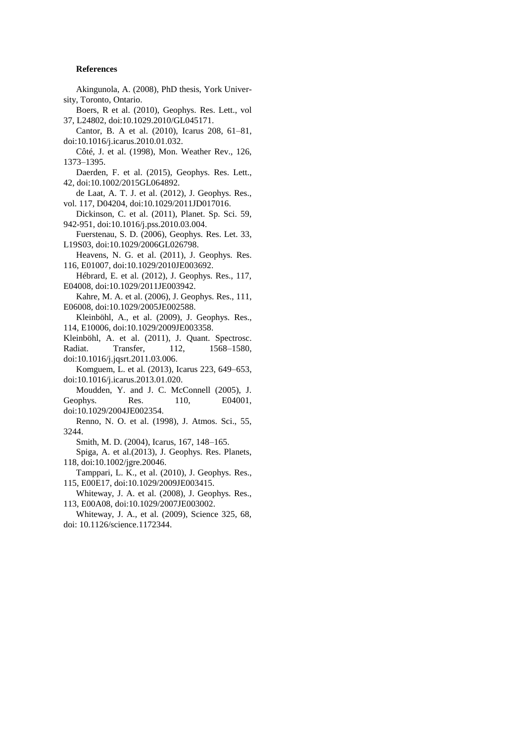**References**

Akingunola, A. (2008), PhD thesis, York University, Toronto, Ontario.

Boers, R et al. (2010), Geophys. Res. Lett., vol 37, L24802, doi:10.1029.2010/GL045171.

Cantor, B. A et al. (2010), Icarus 208, 61–81, doi:10.1016/j.icarus.2010.01.032.

Côté, J. et al. (1998), Mon. Weather Rev., 126, 1373–1395.

Daerden, F. et al. (2015), Geophys. Res. Lett., 42, doi:10.1002/2015GL064892.

de Laat, A. T. J. et al. (2012), J. Geophys. Res., vol. 117, D04204, doi:10.1029/2011JD017016.

Dickinson, C. et al. (2011), Planet. Sp. Sci. 59, 942-951, doi:10.1016/j.pss.2010.03.004.

Fuerstenau, S. D. (2006), Geophys. Res. Let. 33, L19S03, doi:10.1029/2006GL026798.

Heavens, N. G. et al. (2011), J. Geophys. Res. 116, E01007, doi:10.1029/2010JE003692.

Hébrard, E. et al. (2012), J. Geophys. Res., 117, E04008, doi:10.1029/2011JE003942.

Kahre, M. A. et al. (2006), J. Geophys. Res., 111, E06008, doi:10.1029/2005JE002588.

Kleinböhl, A., et al. (2009), J. Geophys. Res., 114, E10006, doi:10.1029/2009JE003358.

Kleinböhl, A. et al. (2011), J. Quant. Spectrosc. Radiat. Transfer, 112, 1568–1580, doi:10.1016/j.jqsrt.2011.03.006.

Komguem, L. et al. (2013), Icarus 223, 649–653, doi:10.1016/j.icarus.2013.01.020.

Moudden, Y. and J. C. McConnell (2005), J. Geophys. Res. 110, E04001, doi:10.1029/2004JE002354.

Renno, N. O. et al. (1998), J. Atmos. Sci., 55, 3244.

Smith, M. D. (2004), Icarus, 167, 148–165.

Spiga, A. et al.(2013), J. Geophys. Res. Planets, 118, doi:10.1002/jgre.20046.

Tamppari, L. K., et al. (2010), J. Geophys. Res., 115, E00E17, doi:10.1029/2009JE003415.

Whiteway, J. A. et al. (2008), J. Geophys. Res., 113, E00A08, doi:10.1029/2007JE003002.

Whiteway, J. A., et al. (2009), Science 325, 68, doi: 10.1126/science.1172344.